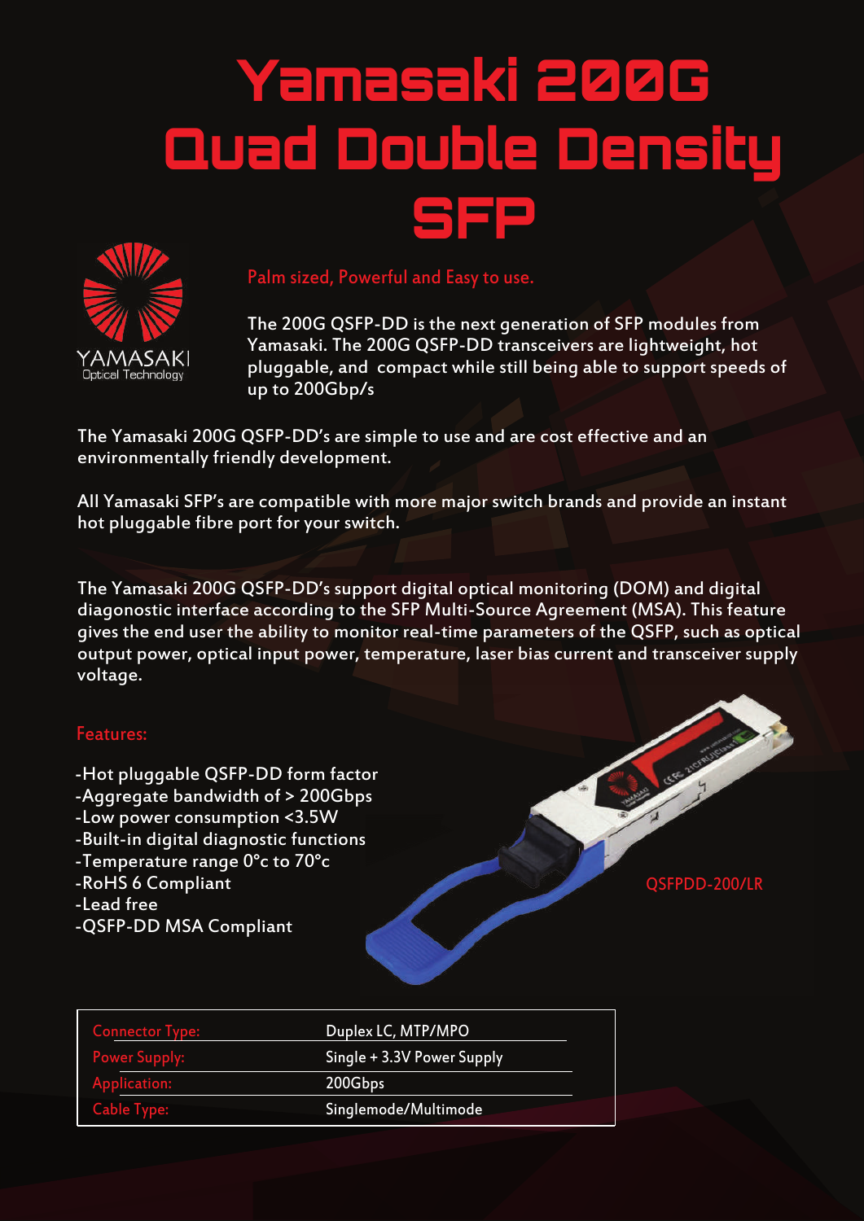# Yamasaki 200G Quad Double Density SFP

YAMASAKI
Optical Technology

Palm sized, Powerful and Easy to use.

The 200G QSFP-DD is the next generation of SFP modules from Yamasaki. The 200G QSFP-DD transceivers are lightweight, hot pluggable, and compact while still being able to support speeds of up to 200Gbp/s

The Yamasaki 200G QSFP-DD's are simple to use and are cost effective and an environmentally friendly development.

All Yamasaki SFP's are compatible with more major switch brands and provide an instant hot pluggable fibre port for your switch.

The Yamasaki 200G QSFP-DD's support digital optical monitoring (DOM) and digital diagonostic interface according to the SFP Multi-Source Agreement (MSA). This feature gives the end user the ability to monitor real-time parameters of the QSFP, such as optical output power, optical input power, temperature, laser bias current and transceiver supply voltage.

## Features:

- -Hot pluggable QSFP-DD form factor
- -Aggregate bandwidth of > 200Gbps
- -Low power consumption <3.5W
- -Built-in digital diagnostic functions
- -Temperature range 0°c to 70°c
- -RoHS 6 Compliant
- -Lead free
- -QSFP-DD MSA Compliant

QSFPDD-200/LR

| | |
|---|---|
| Connector Type: | Duplex LC, MTP/MPO |
| Power Supply: | Single + 3.3V Power Supply |
| Application: | 200Gbps |
| Cable Type: | Singlemode/Multimode |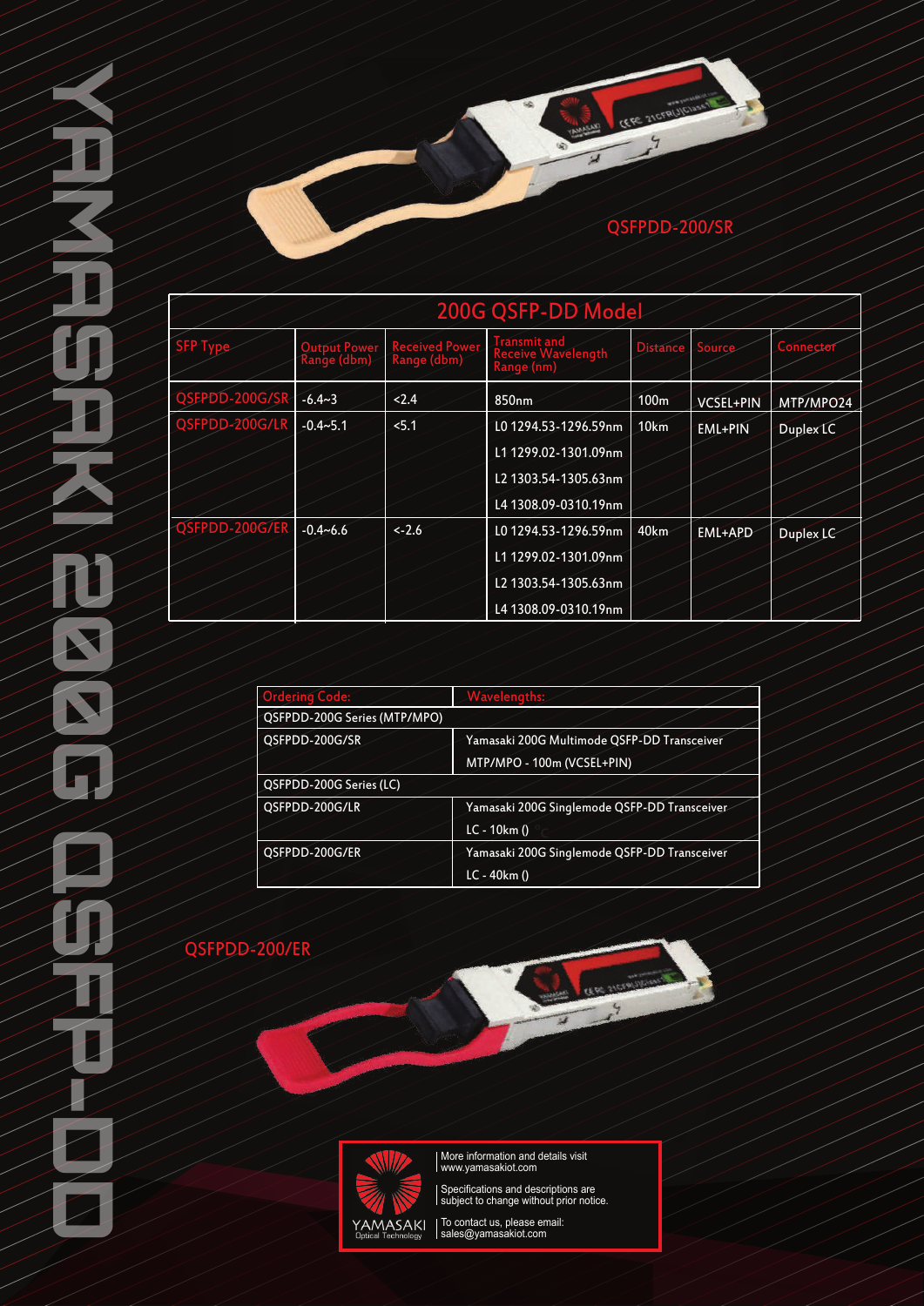# YAMASAKI 200G QSFP-DD

QSFPDD-200/SR

## 200G QSFP-DD Model

| SFP Type | Output Power Range (dbm) | Received Power Range (dbm) | Transmit and Receive Wavelength Range (nm) | Distance | Source | Connector |
|---|---|---|---|---|---|---|
| QSFPDD-200G/SR | -6.4~3 | <2.4 | 850nm | 100m | VCSEL+PIN | MTP/MPO24 |
| QSFPDD-200G/LR | -0.4~5.1 | <5.1 | L0 1294.53-1296.59nm<br>L1 1299.02-1301.09nm<br>L2 1303.54-1305.63nm<br>L4 1308.09-0310.19nm | 10km | EML+PIN | Duplex LC |
| QSFPDD-200G/ER | -0.4~6.6 | <-2.6 | L0 1294.53-1296.59nm<br>L1 1299.02-1301.09nm<br>L2 1303.54-1305.63nm<br>L4 1308.09-0310.19nm | 40km | EML+APD | Duplex LC |

| Ordering Code: | Wavelengths: |
|---|---|
| QSFPDD-200G Series (MTP/MPO) | |
| QSFPDD-200G/SR | Yamasaki 200G Multimode QSFP-DD Transceiver<br>MTP/MPO - 100m (VCSEL+PIN) |
| QSFPDD-200G Series (LC) | |
| QSFPDD-200G/LR | Yamasaki 200G Singlemode QSFP-DD Transceiver<br>LC - 10km () |
| QSFPDD-200G/ER | Yamasaki 200G Singlemode QSFP-DD Transceiver<br>LC - 40km () |

QSFPDD-200/ER

YAMASAKI Optical Technology

More information and details visit www.yamasakiot.com

Specifications and descriptions are subject to change without prior notice.

To contact us, please email: sales@yamasakiot.com